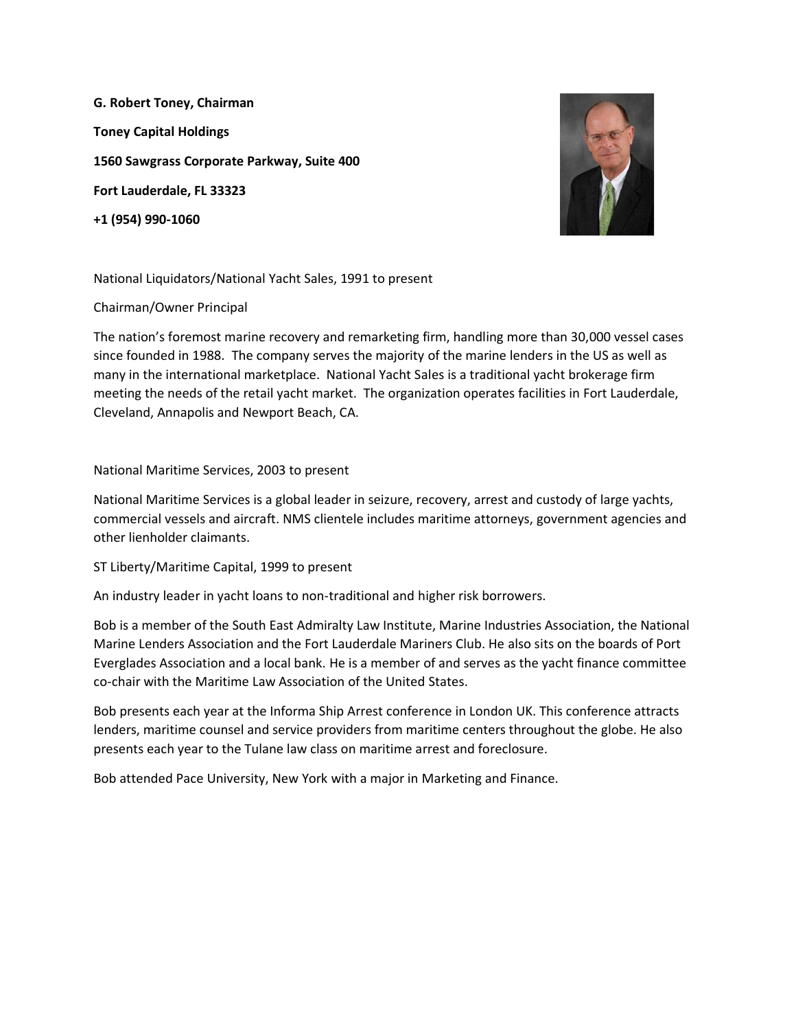**G. Robert Toney, Chairman**

**Toney Capital Holdings**

**1560 Sawgrass Corporate Parkway, Suite 400**

**Fort Lauderdale, FL 33323**

**+1 (954) 990-1060**

National Liquidators/National Yacht Sales, 1991 to present

Chairman/Owner Principal

The nation's foremost marine recovery and remarketing firm, handling more than 30,000 vessel cases since founded in 1988. The company serves the majority of the marine lenders in the US as well as many in the international marketplace. National Yacht Sales is a traditional yacht brokerage firm meeting the needs of the retail yacht market. The organization operates facilities in Fort Lauderdale, Cleveland, Annapolis and Newport Beach, CA.

National Maritime Services, 2003 to present

National Maritime Services is a global leader in seizure, recovery, arrest and custody of large yachts, commercial vessels and aircraft. NMS clientele includes maritime attorneys, government agencies and other lienholder claimants.

ST Liberty/Maritime Capital, 1999 to present

An industry leader in yacht loans to non-traditional and higher risk borrowers.

Bob is a member of the South East Admiralty Law Institute, Marine Industries Association, the National Marine Lenders Association and the Fort Lauderdale Mariners Club. He also sits on the boards of Port Everglades Association and a local bank. He is a member of and serves as the yacht finance committee co-chair with the Maritime Law Association of the United States.

Bob presents each year at the Informa Ship Arrest conference in London UK. This conference attracts lenders, maritime counsel and service providers from maritime centers throughout the globe. He also presents each year to the Tulane law class on maritime arrest and foreclosure.

Bob attended Pace University, New York with a major in Marketing and Finance.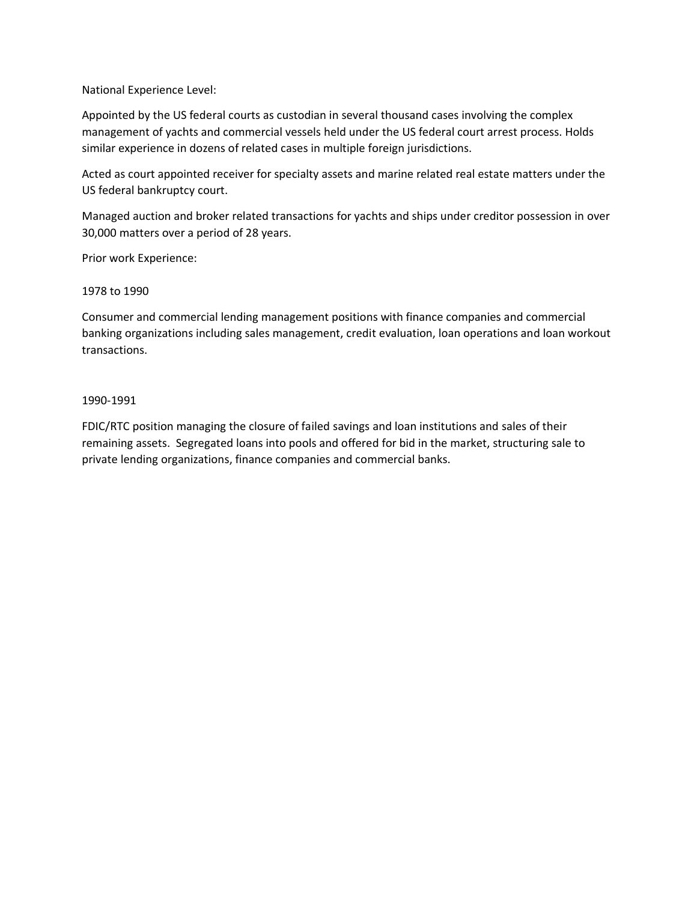National Experience Level:

Appointed by the US federal courts as custodian in several thousand cases involving the complex management of yachts and commercial vessels held under the US federal court arrest process. Holds similar experience in dozens of related cases in multiple foreign jurisdictions.

Acted as court appointed receiver for specialty assets and marine related real estate matters under the US federal bankruptcy court.

Managed auction and broker related transactions for yachts and ships under creditor possession in over 30,000 matters over a period of 28 years.

Prior work Experience:

1978 to 1990

Consumer and commercial lending management positions with finance companies and commercial banking organizations including sales management, credit evaluation, loan operations and loan workout transactions.

1990-1991

FDIC/RTC position managing the closure of failed savings and loan institutions and sales of their remaining assets. Segregated loans into pools and offered for bid in the market, structuring sale to private lending organizations, finance companies and commercial banks.